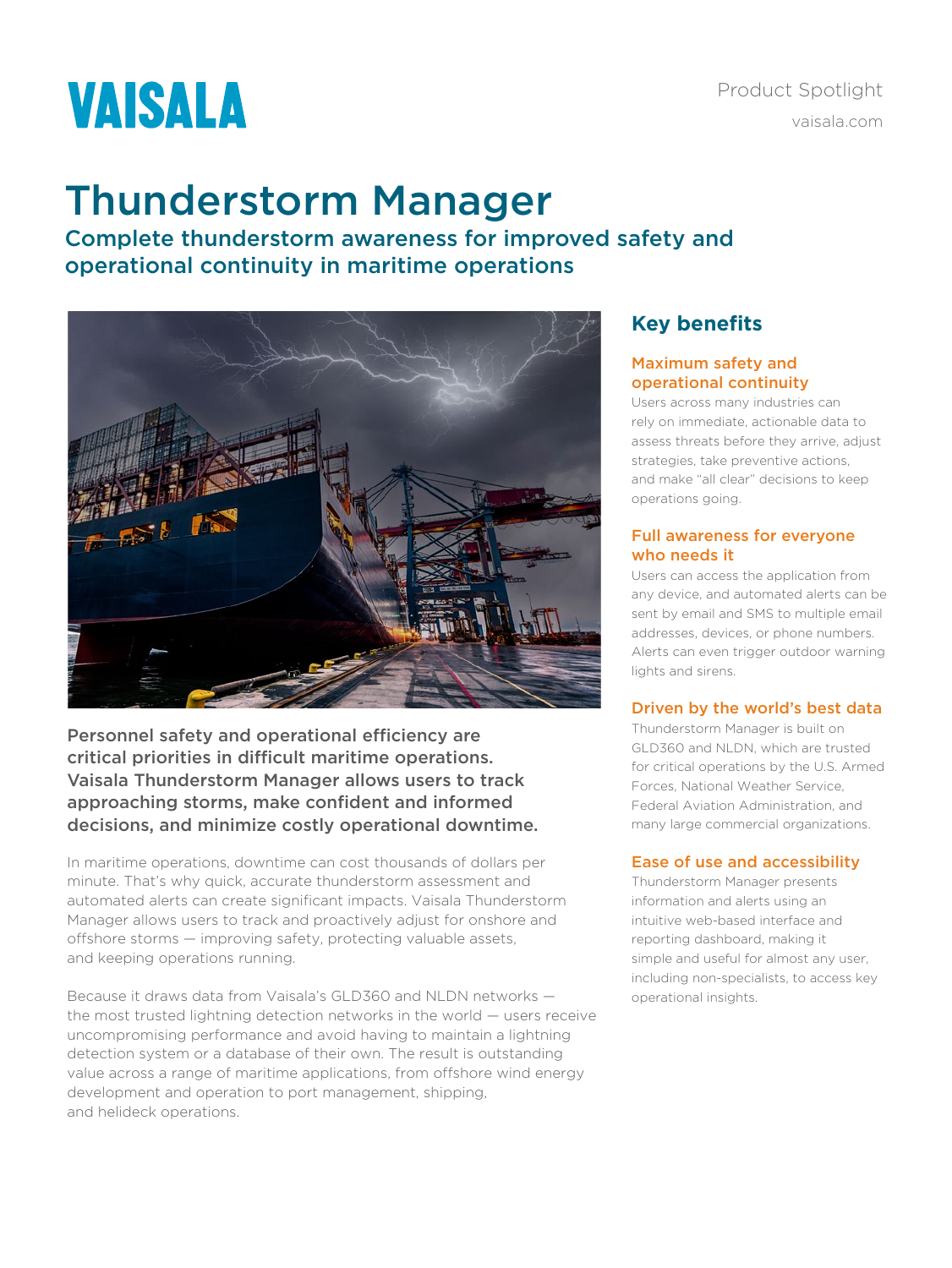VAISALA

Product Spotlight

vaisala.com

# Thunderstorm Manager

## Complete thunderstorm awareness for improved safety and operational continuity in maritime operations

**Personnel safety and operational efficiency are critical priorities in difficult maritime operations. Vaisala Thunderstorm Manager allows users to track approaching storms, make confident and informed decisions, and minimize costly operational downtime.**

In maritime operations, downtime can cost thousands of dollars per minute. That's why quick, accurate thunderstorm assessment and automated alerts can create significant impacts. Vaisala Thunderstorm Manager allows users to track and proactively adjust for onshore and offshore storms — improving safety, protecting valuable assets, and keeping operations running.

Because it draws data from Vaisala's GLD360 and NLDN networks — the most trusted lightning detection networks in the world — users receive uncompromising performance and avoid having to maintain a lightning detection system or a database of their own. The result is outstanding value across a range of maritime applications, from offshore wind energy development and operation to port management, shipping, and helideck operations.

## Key benefits

### Maximum safety and operational continuity

Users across many industries can rely on immediate, actionable data to assess threats before they arrive, adjust strategies, take preventive actions, and make "all clear" decisions to keep operations going.

### Full awareness for everyone who needs it

Users can access the application from any device, and automated alerts can be sent by email and SMS to multiple email addresses, devices, or phone numbers. Alerts can even trigger outdoor warning lights and sirens.

### Driven by the world's best data

Thunderstorm Manager is built on GLD360 and NLDN, which are trusted for critical operations by the U.S. Armed Forces, National Weather Service, Federal Aviation Administration, and many large commercial organizations.

### Ease of use and accessibility

Thunderstorm Manager presents information and alerts using an intuitive web-based interface and reporting dashboard, making it simple and useful for almost any user, including non-specialists, to access key operational insights.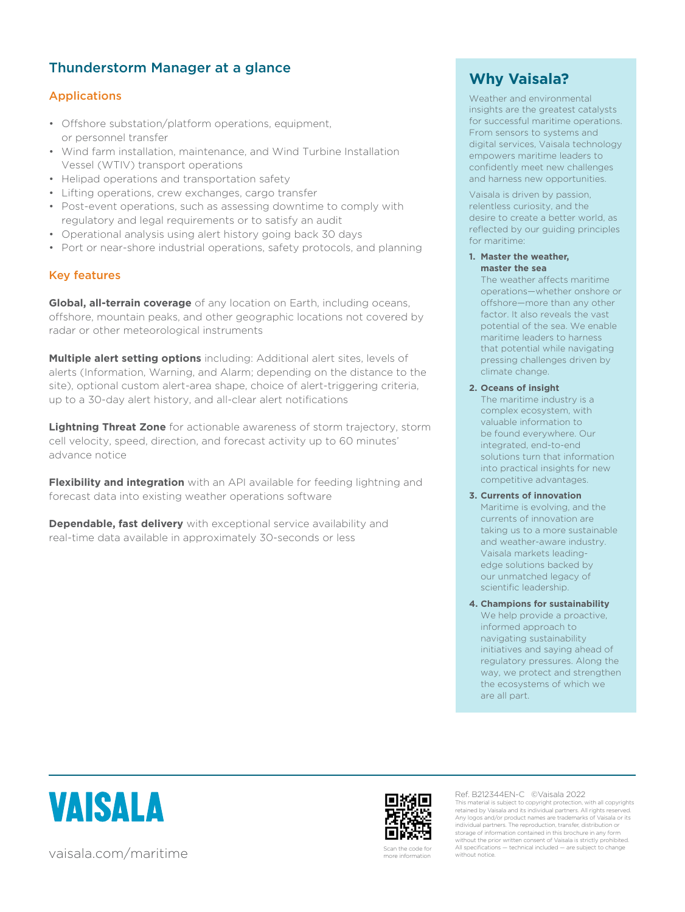## Thunderstorm Manager at a glance

### Applications

- Offshore substation/platform operations, equipment, or personnel transfer
- Wind farm installation, maintenance, and Wind Turbine Installation Vessel (WTIV) transport operations
- Helipad operations and transportation safety
- Lifting operations, crew exchanges, cargo transfer
- Post-event operations, such as assessing downtime to comply with regulatory and legal requirements or to satisfy an audit
- Operational analysis using alert history going back 30 days
- Port or near-shore industrial operations, safety protocols, and planning

### Key features

**Global, all-terrain coverage** of any location on Earth, including oceans, offshore, mountain peaks, and other geographic locations not covered by radar or other meteorological instruments

**Multiple alert setting options** including: Additional alert sites, levels of alerts (Information, Warning, and Alarm; depending on the distance to the site), optional custom alert-area shape, choice of alert-triggering criteria, up to a 30-day alert history, and all-clear alert notifications

**Lightning Threat Zone** for actionable awareness of storm trajectory, storm cell velocity, speed, direction, and forecast activity up to 60 minutes' advance notice

**Flexibility and integration** with an API available for feeding lightning and forecast data into existing weather operations software

**Dependable, fast delivery** with exceptional service availability and real-time data available in approximately 30-seconds or less

## Why Vaisala?

Weather and environmental insights are the greatest catalysts for successful maritime operations. From sensors to systems and digital services, Vaisala technology empowers maritime leaders to confidently meet new challenges and harness new opportunities.

Vaisala is driven by passion, relentless curiosity, and the desire to create a better world, as reflected by our guiding principles for maritime:

1. **Master the weather, master the sea**
   The weather affects maritime operations—whether onshore or offshore—more than any other factor. It also reveals the vast potential of the sea. We enable maritime leaders to harness that potential while navigating pressing challenges driven by climate change.
2. **Oceans of insight**
   The maritime industry is a complex ecosystem, with valuable information to be found everywhere. Our integrated, end-to-end solutions turn that information into practical insights for new competitive advantages.
3. **Currents of innovation**
   Maritime is evolving, and the currents of innovation are taking us to a more sustainable and weather-aware industry. Vaisala markets leading-edge solutions backed by our unmatched legacy of scientific leadership.
4. **Champions for sustainability**
   We help provide a proactive, informed approach to navigating sustainability initiatives and saying ahead of regulatory pressures. Along the way, we protect and strengthen the ecosystems of which we are all part.

VAISALA

vaisala.com/maritime

Scan the code for more information

Ref. B212344EN-C ©Vaisala 2022
This material is subject to copyright protection, with all copyrights retained by Vaisala and its individual partners. All rights reserved. Any logos and/or product names are trademarks of Vaisala or its individual partners. The reproduction, transfer, distribution or storage of information contained in this brochure in any form without the prior written consent of Vaisala is strictly prohibited. All specifications — technical included — are subject to change without notice.